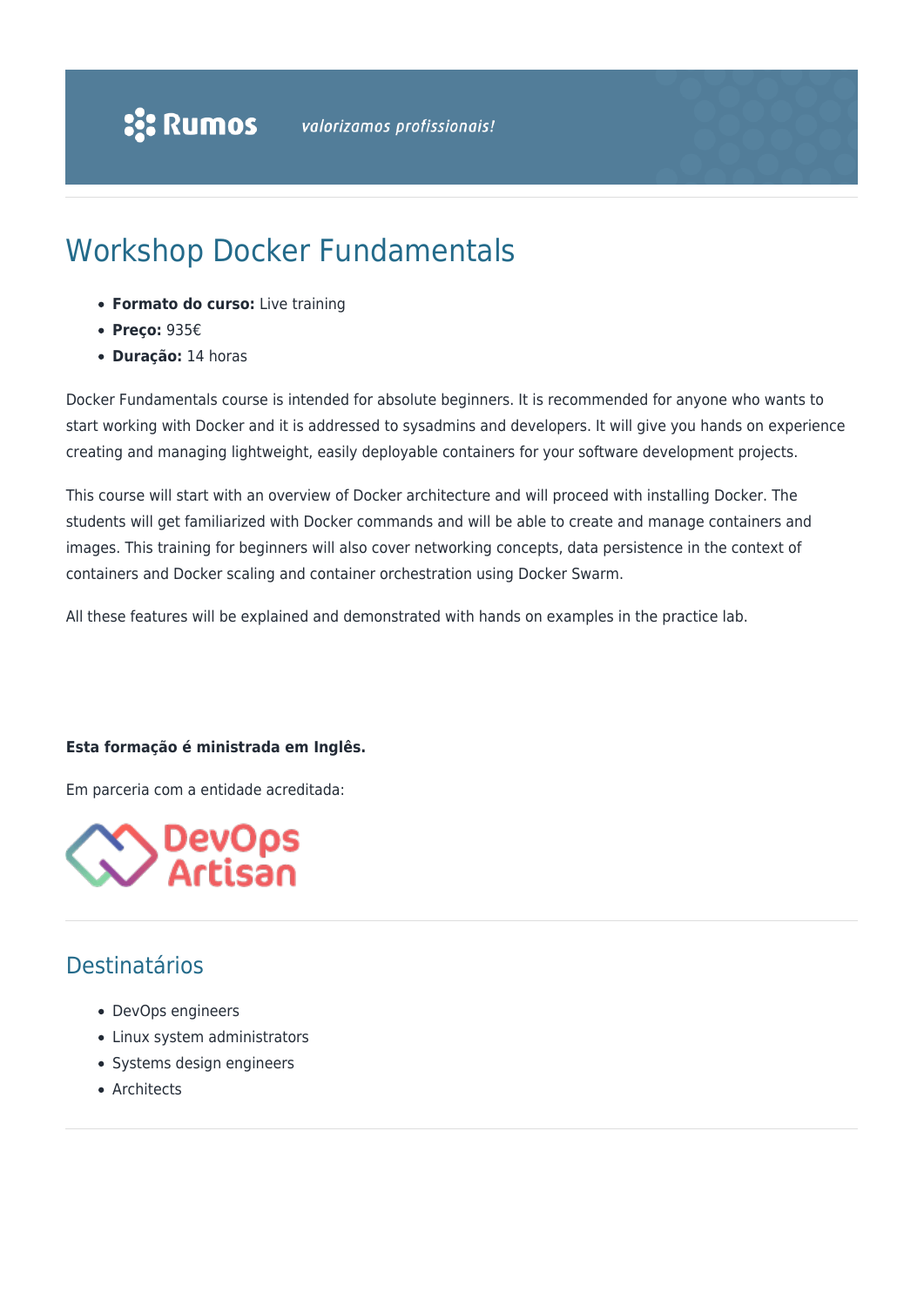# Workshop Docker Fundamentals

- **Formato do curso:** Live training
- **Preço:** 935€
- **Duração:** 14 horas

Docker Fundamentals course is intended for absolute beginners. It is recommended for anyone who wants to start working with Docker and it is addressed to sysadmins and developers. It will give you hands on experience creating and managing lightweight, easily deployable containers for your software development projects.

This course will start with an overview of Docker architecture and will proceed with installing Docker. The students will get familiarized with Docker commands and will be able to create and manage containers and images. This training for beginners will also cover networking concepts, data persistence in the context of containers and Docker scaling and container orchestration using Docker Swarm.

All these features will be explained and demonstrated with hands on examples in the practice lab.

**Esta formação é ministrada em Inglês.**

Em parceria com a entidade acreditada:

DevOps Artisan

## Destinatários

- DevOps engineers
- Linux system administrators
- Systems design engineers
- Architects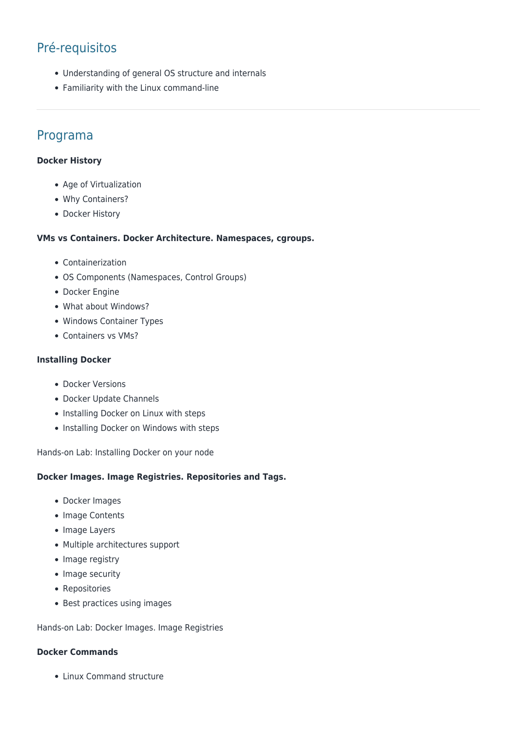## Pré-requisitos

- Understanding of general OS structure and internals
- Familiarity with the Linux command-line

---

## Programa

**Docker History**

- Age of Virtualization
- Why Containers?
- Docker History

**VMs vs Containers. Docker Architecture. Namespaces, cgroups.**

- Containerization
- OS Components (Namespaces, Control Groups)
- Docker Engine
- What about Windows?
- Windows Container Types
- Containers vs VMs?

**Installing Docker**

- Docker Versions
- Docker Update Channels
- Installing Docker on Linux with steps
- Installing Docker on Windows with steps

Hands-on Lab: Installing Docker on your node

**Docker Images. Image Registries. Repositories and Tags.**

- Docker Images
- Image Contents
- Image Layers
- Multiple architectures support
- Image registry
- Image security
- Repositories
- Best practices using images

Hands-on Lab: Docker Images. Image Registries

**Docker Commands**

- Linux Command structure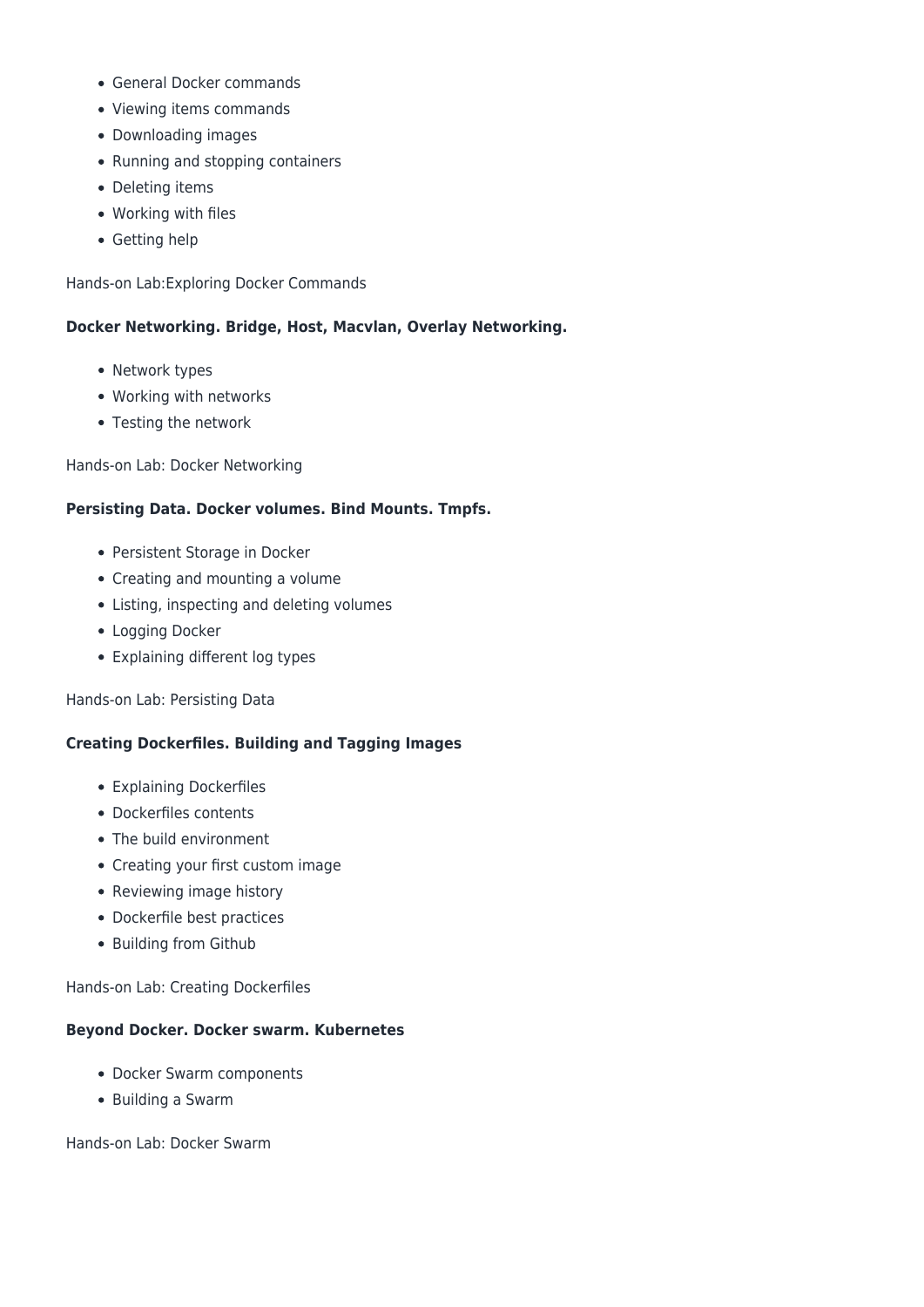- General Docker commands
- Viewing items commands
- Downloading images
- Running and stopping containers
- Deleting items
- Working with files
- Getting help

Hands-on Lab:Exploring Docker Commands

**Docker Networking. Bridge, Host, Macvlan, Overlay Networking.**

- Network types
- Working with networks
- Testing the network

Hands-on Lab: Docker Networking

**Persisting Data. Docker volumes. Bind Mounts. Tmpfs.**

- Persistent Storage in Docker
- Creating and mounting a volume
- Listing, inspecting and deleting volumes
- Logging Docker
- Explaining different log types

Hands-on Lab: Persisting Data

**Creating Dockerfiles. Building and Tagging Images**

- Explaining Dockerfiles
- Dockerfiles contents
- The build environment
- Creating your first custom image
- Reviewing image history
- Dockerfile best practices
- Building from Github

Hands-on Lab: Creating Dockerfiles

**Beyond Docker. Docker swarm. Kubernetes**

- Docker Swarm components
- Building a Swarm

Hands-on Lab: Docker Swarm